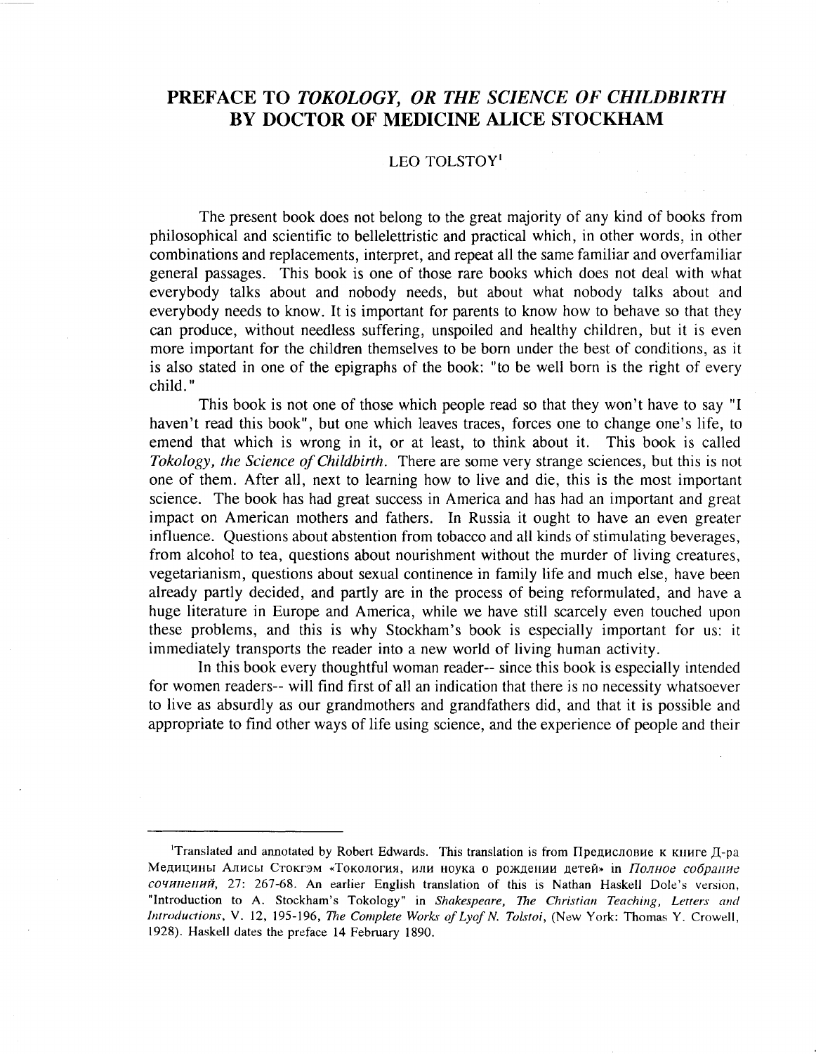# PREFACE TO *TOKOLOGY, OR THE SCIENCE OF CHILDBIRTH* BY DOCTOR OF MEDICINE ALICE STOCKHAM

LEO TOLSTOY[1]

The present book does not belong to the great majority of any kind of books from philosophical and scientific to bellelettristic and practical which, in other words, in other combinations and replacements, interpret, and repeat all the same familiar and overfamiliar general passages. This book is one of those rare books which does not deal with what everybody talks about and nobody needs, but about what nobody talks about and everybody needs to know. It is important for parents to know how to behave so that they can produce, without needless suffering, unspoiled and healthy children, but it is even more important for the children themselves to be born under the best of conditions, as it is also stated in one of the epigraphs of the book: "to be well born is the right of every child."

This book is not one of those which people read so that they won't have to say "I haven't read this book", but one which leaves traces, forces one to change one's life, to emend that which is wrong in it, or at least, to think about it. This book is called *Tokology, the Science of Childbirth*. There are some very strange sciences, but this is not one of them. After all, next to learning how to live and die, this is the most important science. The book has had great success in America and has had an important and great impact on American mothers and fathers. In Russia it ought to have an even greater influence. Questions about abstention from tobacco and all kinds of stimulating beverages, from alcohol to tea, questions about nourishment without the murder of living creatures, vegetarianism, questions about sexual continence in family life and much else, have been already partly decided, and partly are in the process of being reformulated, and have a huge literature in Europe and America, while we have still scarcely even touched upon these problems, and this is why Stockham's book is especially important for us: it immediately transports the reader into a new world of living human activity.

In this book every thoughtful woman reader-- since this book is especially intended for women readers-- will find first of all an indication that there is no necessity whatsoever to live as absurdly as our grandmothers and grandfathers did, and that it is possible and appropriate to find other ways of life using science, and the experience of people and their

---

[1]Translated and annotated by Robert Edwards. This translation is from Предисловие к книге Д-ра Медицины Алисы Стокгэм «Токология, или ноука о рождении детей» in *Полное собрание сочинений*, 27: 267-68. An earlier English translation of this is Nathan Haskell Dole's version, "Introduction to A. Stockham's Tokology" in *Shakespeare, The Christian Teaching, Letters and Introductions*, V. 12, 195-196, *The Complete Works of Lyof N. Tolstoi*, (New York: Thomas Y. Crowell, 1928). Haskell dates the preface 14 February 1890.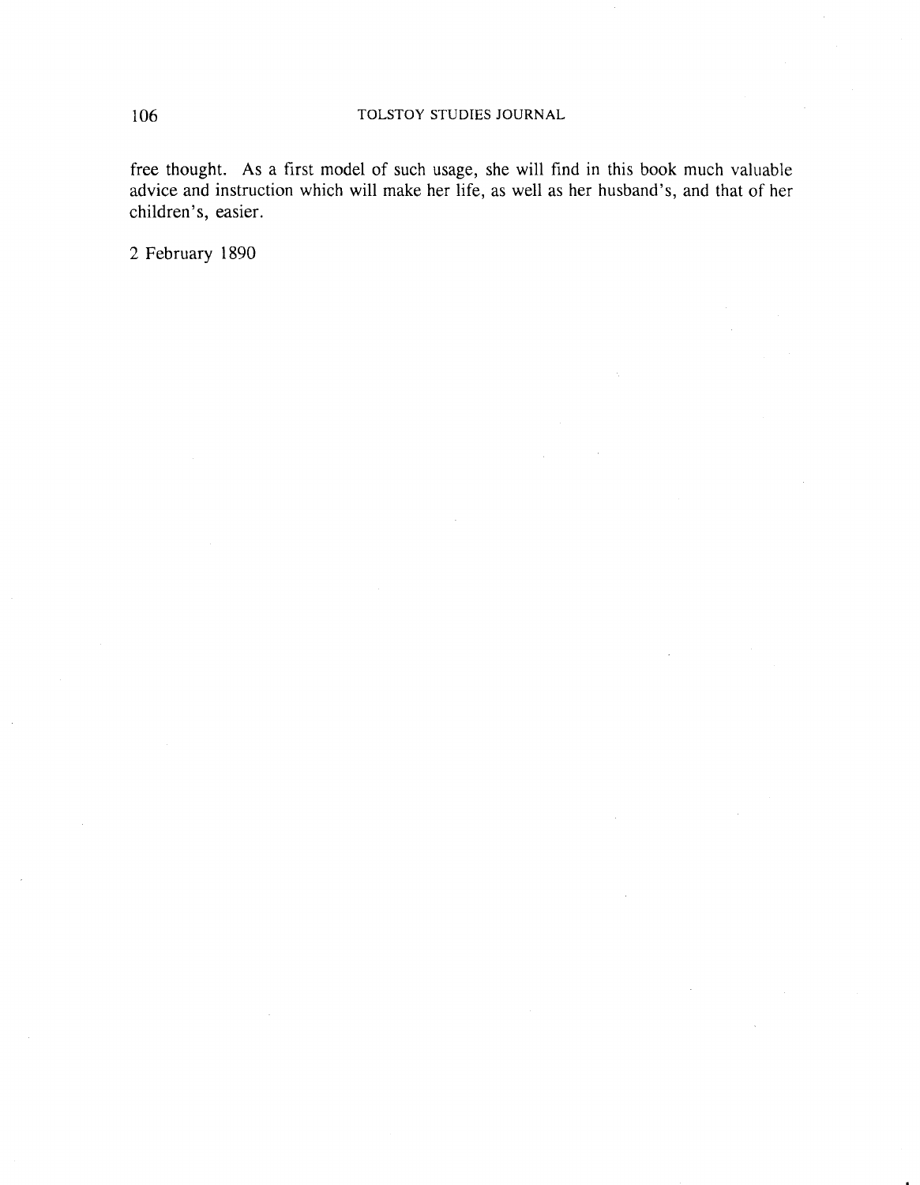free thought. As a first model of such usage, she will find in this book much valuable advice and instruction which will make her life, as well as her husband's, and that of her children's, easier.

2 February 1890